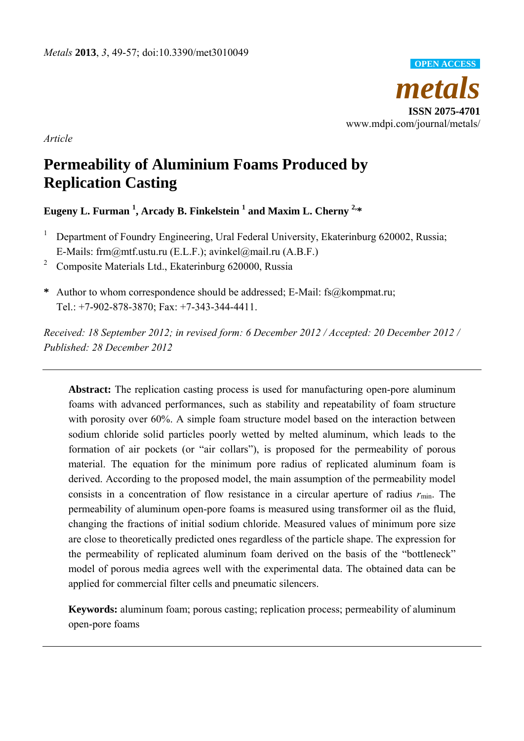*Article*

# Permeability of Aluminium Foams Produced by Replication Casting

**Eugeny L. Furman [1], Arcady B. Finkelstein [1] and Maxim L. Cherny [2,*]**

[1] Department of Foundry Engineering, Ural Federal University, Ekaterinburg 620002, Russia; E-Mails: frm@mtf.ustu.ru (E.L.F.); avinkel@mail.ru (A.B.F.)

[2] Composite Materials Ltd., Ekaterinburg 620000, Russia

**\*** Author to whom correspondence should be addressed; E-Mail: fs@kompmat.ru; Tel.: +7-902-878-3870; Fax: +7-343-344-4411.

*Received: 18 September 2012; in revised form: 6 December 2012 / Accepted: 20 December 2012 / Published: 28 December 2012*

---

**Abstract:** The replication casting process is used for manufacturing open-pore aluminum foams with advanced performances, such as stability and repeatability of foam structure with porosity over 60%. A simple foam structure model based on the interaction between sodium chloride solid particles poorly wetted by melted aluminum, which leads to the formation of air pockets (or "air collars"), is proposed for the permeability of porous material. The equation for the minimum pore radius of replicated aluminum foam is derived. According to the proposed model, the main assumption of the permeability model consists in a concentration of flow resistance in a circular aperture of radius $r_{\min}$. The permeability of aluminum open-pore foams is measured using transformer oil as the fluid, changing the fractions of initial sodium chloride. Measured values of minimum pore size are close to theoretically predicted ones regardless of the particle shape. The expression for the permeability of replicated aluminum foam derived on the basis of the "bottleneck" model of porous media agrees well with the experimental data. The obtained data can be applied for commercial filter cells and pneumatic silencers.

**Keywords:** aluminum foam; porous casting; replication process; permeability of aluminum open-pore foams

---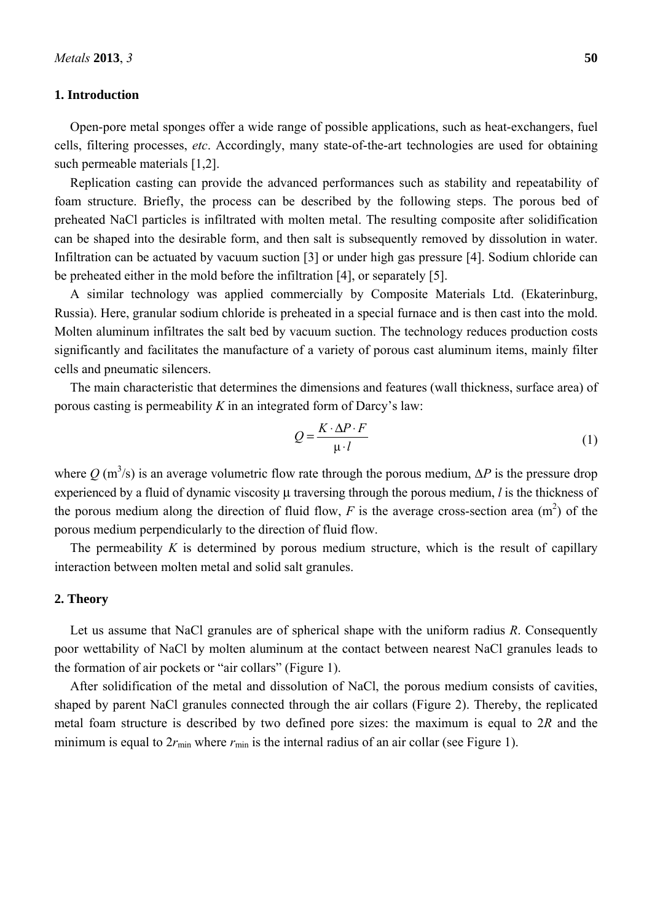## 1. Introduction

Open-pore metal sponges offer a wide range of possible applications, such as heat-exchangers, fuel cells, filtering processes, *etc*. Accordingly, many state-of-the-art technologies are used for obtaining such permeable materials [1,2].

Replication casting can provide the advanced performances such as stability and repeatability of foam structure. Briefly, the process can be described by the following steps. The porous bed of preheated NaCl particles is infiltrated with molten metal. The resulting composite after solidification can be shaped into the desirable form, and then salt is subsequently removed by dissolution in water. Infiltration can be actuated by vacuum suction [3] or under high gas pressure [4]. Sodium chloride can be preheated either in the mold before the infiltration [4], or separately [5].

A similar technology was applied commercially by Composite Materials Ltd. (Ekaterinburg, Russia). Here, granular sodium chloride is preheated in a special furnace and is then cast into the mold. Molten aluminum infiltrates the salt bed by vacuum suction. The technology reduces production costs significantly and facilitates the manufacture of a variety of porous cast aluminum items, mainly filter cells and pneumatic silencers.

The main characteristic that determines the dimensions and features (wall thickness, surface area) of porous casting is permeability $K$ in an integrated form of Darcy's law:

$$Q = \frac{K \cdot \Delta P \cdot F}{\mu \cdot l} \tag{1}$$

where $Q$ ($m^3/s$) is an average volumetric flow rate through the porous medium, $\Delta P$ is the pressure drop experienced by a fluid of dynamic viscosity $\mu$ traversing through the porous medium, $l$ is the thickness of the porous medium along the direction of fluid flow, $F$ is the average cross-section area ($m^2$) of the porous medium perpendicularly to the direction of fluid flow.

The permeability $K$ is determined by porous medium structure, which is the result of capillary interaction between molten metal and solid salt granules.

## 2. Theory

Let us assume that NaCl granules are of spherical shape with the uniform radius $R$. Consequently poor wettability of NaCl by molten aluminum at the contact between nearest NaCl granules leads to the formation of air pockets or "air collars" (Figure 1).

After solidification of the metal and dissolution of NaCl, the porous medium consists of cavities, shaped by parent NaCl granules connected through the air collars (Figure 2). Thereby, the replicated metal foam structure is described by two defined pore sizes: the maximum is equal to $2R$ and the minimum is equal to $2r_{min}$ where $r_{min}$ is the internal radius of an air collar (see Figure 1).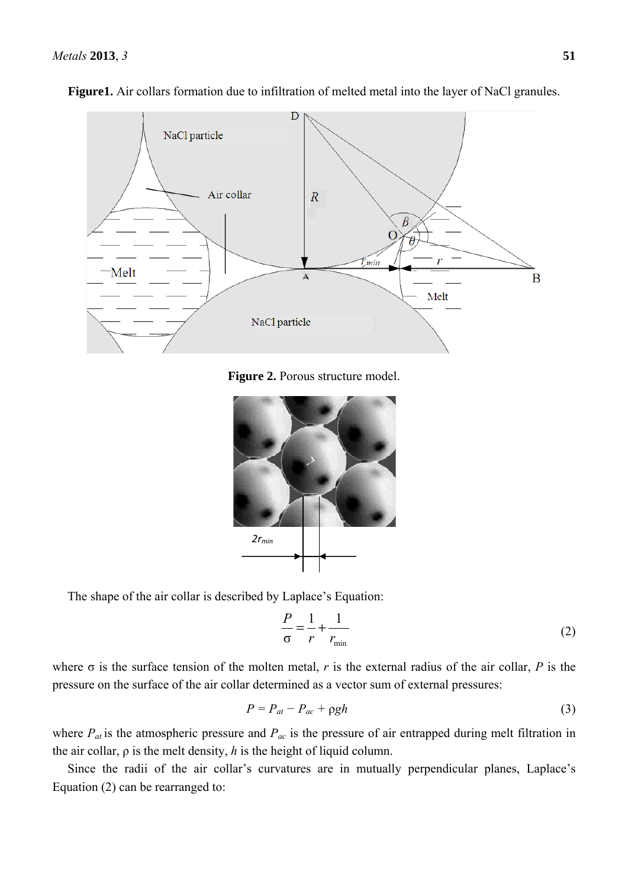**Figure1.** Air collars formation due to infiltration of melted metal into the layer of NaCl granules.

**Figure 2.** Porous structure model.

The shape of the air collar is described by Laplace's Equation:

$$\frac{P}{\sigma} = \frac{1}{r} + \frac{1}{r_{\min}} \tag{2}$$

where σ is the surface tension of the molten metal, $r$ is the external radius of the air collar, $P$ is the pressure on the surface of the air collar determined as a vector sum of external pressures:

$$P = P_{at} - P_{ac} + \rho g h \tag{3}$$

where $P_{at}$ is the atmospheric pressure and $P_{ac}$ is the pressure of air entrapped during melt filtration in the air collar, ρ is the melt density, $h$ is the height of liquid column.

Since the radii of the air collar's curvatures are in mutually perpendicular planes, Laplace's Equation (2) can be rearranged to: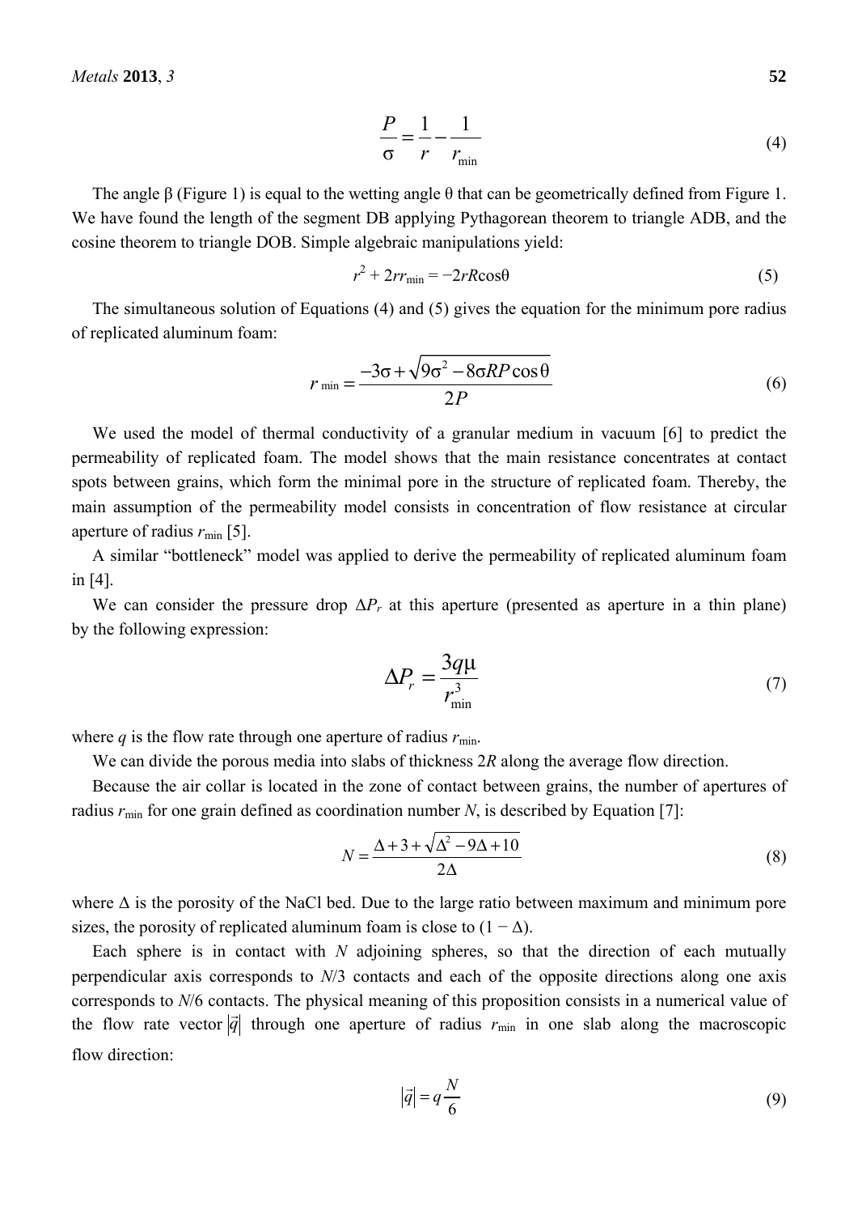$$\frac{P}{\sigma} = \frac{1}{r} - \frac{1}{r_{\min}} \tag{4}$$

The angle β (Figure 1) is equal to the wetting angle θ that can be geometrically defined from Figure 1. We have found the length of the segment DB applying Pythagorean theorem to triangle ADB, and the cosine theorem to triangle DOB. Simple algebraic manipulations yield:

$$r^2 + 2rr_{\min} = -2rR\cos\theta \tag{5}$$

The simultaneous solution of Equations (4) and (5) gives the equation for the minimum pore radius of replicated aluminum foam:

$$r_{\min} = \frac{-3\sigma + \sqrt{9\sigma^2 - 8\sigma RP\cos\theta}}{2P} \tag{6}$$

We used the model of thermal conductivity of a granular medium in vacuum [6] to predict the permeability of replicated foam. The model shows that the main resistance concentrates at contact spots between grains, which form the minimal pore in the structure of replicated foam. Thereby, the main assumption of the permeability model consists in concentration of flow resistance at circular aperture of radius $r_{\min}$ [5].

A similar "bottleneck" model was applied to derive the permeability of replicated aluminum foam in [4].

We can consider the pressure drop $\Delta P_r$ at this aperture (presented as aperture in a thin plane) by the following expression:

$$\Delta P_r = \frac{3q\mu}{r_{\min}^3} \tag{7}$$

where $q$ is the flow rate through one aperture of radius $r_{\min}$.

We can divide the porous media into slabs of thickness $2R$ along the average flow direction.

Because the air collar is located in the zone of contact between grains, the number of apertures of radius $r_{\min}$ for one grain defined as coordination number $N$, is described by Equation [7]:

$$N = \frac{\Delta + 3 + \sqrt{\Delta^2 - 9\Delta + 10}}{2\Delta} \tag{8}$$

where Δ is the porosity of the NaCl bed. Due to the large ratio between maximum and minimum pore sizes, the porosity of replicated aluminum foam is close to (1 − Δ).

Each sphere is in contact with $N$ adjoining spheres, so that the direction of each mutually perpendicular axis corresponds to $N/3$ contacts and each of the opposite directions along one axis corresponds to $N/6$ contacts. The physical meaning of this proposition consists in a numerical value of the flow rate vector $|\vec{q}|$ through one aperture of radius $r_{\min}$ in one slab along the macroscopic flow direction:

$$|\vec{q}| = q\frac{N}{6} \tag{9}$$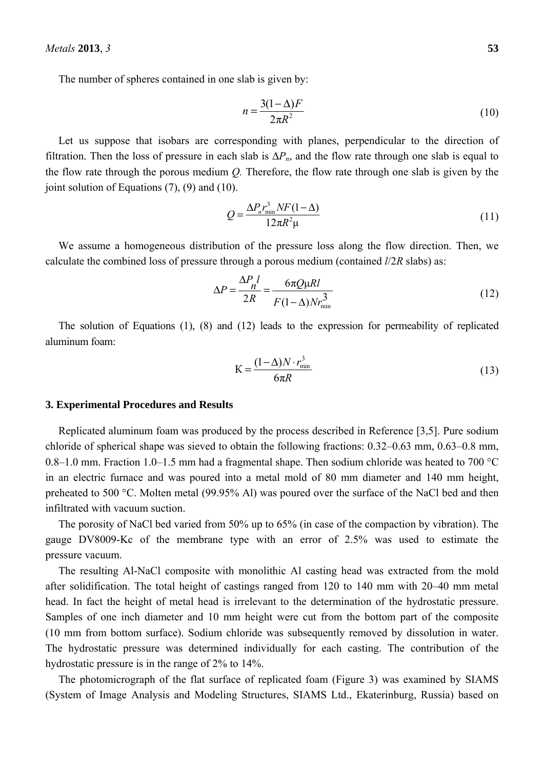The number of spheres contained in one slab is given by:

$$n = \frac{3(1-\Delta)F}{2\pi R^2} \tag{10}$$

Let us suppose that isobars are corresponding with planes, perpendicular to the direction of filtration. Then the loss of pressure in each slab is $\Delta P_n$, and the flow rate through one slab is equal to the flow rate through the porous medium $Q$. Therefore, the flow rate through one slab is given by the joint solution of Equations (7), (9) and (10).

$$Q = \frac{\Delta P_n r_{\min}^3 NF(1-\Delta)}{12\pi R^2 \mu} \tag{11}$$

We assume a homogeneous distribution of the pressure loss along the flow direction. Then, we calculate the combined loss of pressure through a porous medium (contained $l/2R$ slabs) as:

$$\Delta P = \frac{\Delta P_n l}{2R} = \frac{6\pi Q \mu R l}{F(1-\Delta)N r_{\min}^3} \tag{12}$$

The solution of Equations (1), (8) and (12) leads to the expression for permeability of replicated aluminum foam:

$$K = \frac{(1-\Delta)N \cdot r_{\min}^3}{6\pi R} \tag{13}$$

## 3. Experimental Procedures and Results

Replicated aluminum foam was produced by the process described in Reference [3,5]. Pure sodium chloride of spherical shape was sieved to obtain the following fractions: 0.32–0.63 mm, 0.63–0.8 mm, 0.8–1.0 mm. Fraction 1.0–1.5 mm had a fragmental shape. Then sodium chloride was heated to 700 °C in an electric furnace and was poured into a metal mold of 80 mm diameter and 140 mm height, preheated to 500 °C. Molten metal (99.95% Al) was poured over the surface of the NaCl bed and then infiltrated with vacuum suction.

The porosity of NaCl bed varied from 50% up to 65% (in case of the compaction by vibration). The gauge DV8009-Kc of the membrane type with an error of 2.5% was used to estimate the pressure vacuum.

The resulting Al-NaCl composite with monolithic Al casting head was extracted from the mold after solidification. The total height of castings ranged from 120 to 140 mm with 20–40 mm metal head. In fact the height of metal head is irrelevant to the determination of the hydrostatic pressure. Samples of one inch diameter and 10 mm height were cut from the bottom part of the composite (10 mm from bottom surface). Sodium chloride was subsequently removed by dissolution in water. The hydrostatic pressure was determined individually for each casting. The contribution of the hydrostatic pressure is in the range of 2% to 14%.

The photomicrograph of the flat surface of replicated foam (Figure 3) was examined by SIAMS (System of Image Analysis and Modeling Structures, SIAMS Ltd., Ekaterinburg, Russia) based on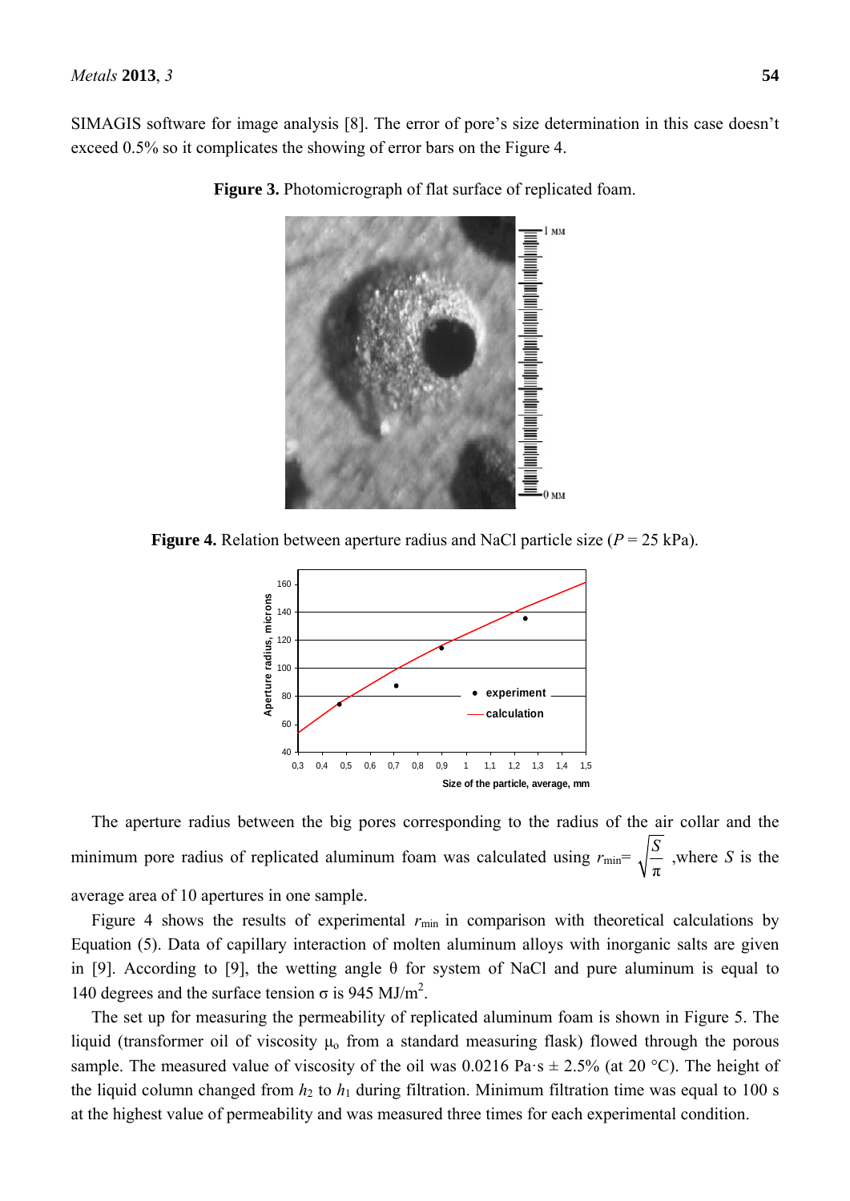SIMAGIS software for image analysis [8]. The error of pore's size determination in this case doesn't exceed 0.5% so it complicates the showing of error bars on the Figure 4.

**Figure 3.** Photomicrograph of flat surface of replicated foam.

**Figure 4.** Relation between aperture radius and NaCl particle size ($P$ = 25 kPa).

The aperture radius between the big pores corresponding to the radius of the air collar and the minimum pore radius of replicated aluminum foam was calculated using $r_{min} = \sqrt{\frac{S}{\pi}}$ ,where $S$ is the average area of 10 apertures in one sample.

Figure 4 shows the results of experimental $r_{min}$ in comparison with theoretical calculations by Equation (5). Data of capillary interaction of molten aluminum alloys with inorganic salts are given in [9]. According to [9], the wetting angle $\theta$ for system of NaCl and pure aluminum is equal to 140 degrees and the surface tension $\sigma$ is 945 MJ/m$^2$.

The set up for measuring the permeability of replicated aluminum foam is shown in Figure 5. The liquid (transformer oil of viscosity $\mu_o$ from a standard measuring flask) flowed through the porous sample. The measured value of viscosity of the oil was 0.0216 Pa·s ± 2.5% (at 20 °C). The height of the liquid column changed from $h_2$ to $h_1$ during filtration. Minimum filtration time was equal to 100 s at the highest value of permeability and was measured three times for each experimental condition.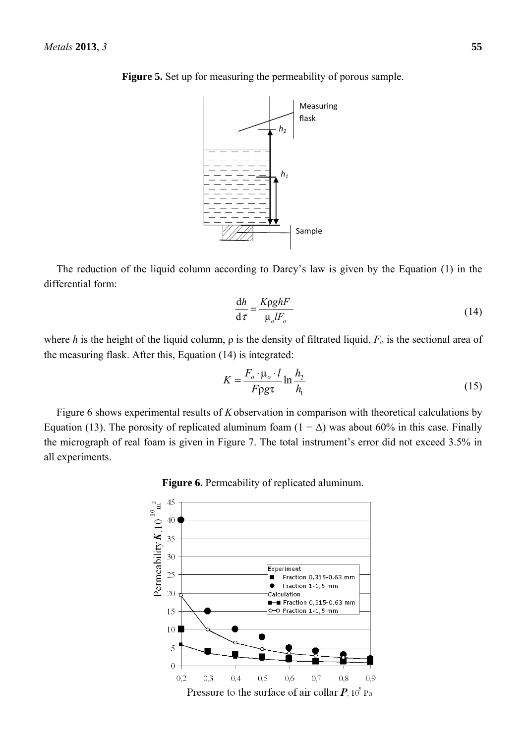**Figure 5.** Set up for measuring the permeability of porous sample.

The reduction of the liquid column according to Darcy's law is given by the Equation (1) in the differential form:

$$\frac{\mathrm{d}h}{\mathrm{d}\tau} = \frac{K\rho g h F}{\mu_o l F_o} \tag{14}$$

where $h$ is the height of the liquid column, ρ is the density of filtrated liquid, $F_o$ is the sectional area of the measuring flask. After this, Equation (14) is integrated:

$$K = \frac{F_o \cdot \mu_o \cdot l}{F \rho g \tau} \ln \frac{h_2}{h_1} \tag{15}$$

Figure 6 shows experimental results of $K$ observation in comparison with theoretical calculations by Equation (13). The porosity of replicated aluminum foam $(1 - \Delta)$ was about 60% in this case. Finally the micrograph of real foam is given in Figure 7. The total instrument's error did not exceed 3.5% in all experiments.

**Figure 6.** Permeability of replicated aluminum.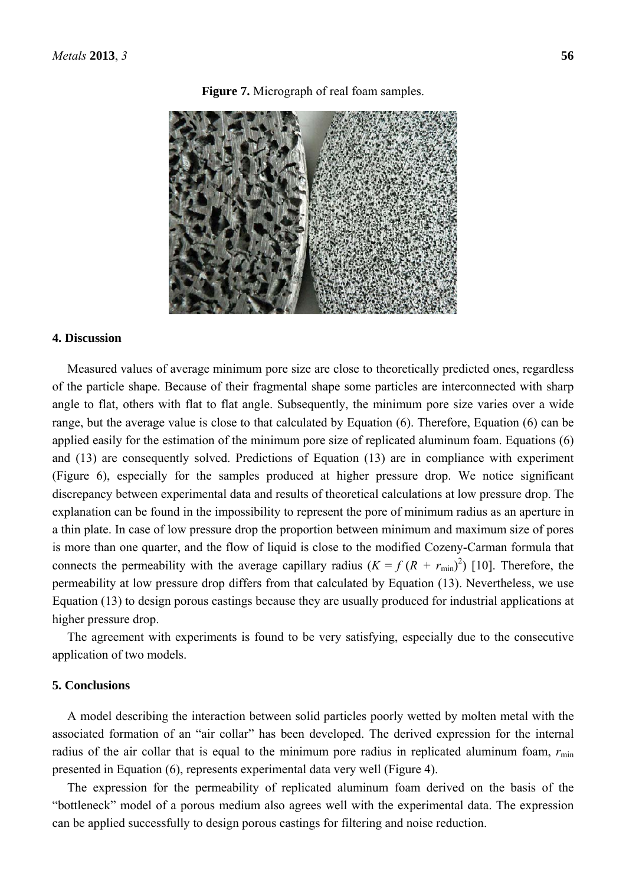**Figure 7.** Micrograph of real foam samples.

## 4. Discussion

Measured values of average minimum pore size are close to theoretically predicted ones, regardless of the particle shape. Because of their fragmental shape some particles are interconnected with sharp angle to flat, others with flat to flat angle. Subsequently, the minimum pore size varies over a wide range, but the average value is close to that calculated by Equation (6). Therefore, Equation (6) can be applied easily for the estimation of the minimum pore size of replicated aluminum foam. Equations (6) and (13) are consequently solved. Predictions of Equation (13) are in compliance with experiment (Figure 6), especially for the samples produced at higher pressure drop. We notice significant discrepancy between experimental data and results of theoretical calculations at low pressure drop. The explanation can be found in the impossibility to represent the pore of minimum radius as an aperture in a thin plate. In case of low pressure drop the proportion between minimum and maximum size of pores is more than one quarter, and the flow of liquid is close to the modified Cozeny-Carman formula that connects the permeability with the average capillary radius ($K = f\,(R + r_{\min})^2$) [10]. Therefore, the permeability at low pressure drop differs from that calculated by Equation (13). Nevertheless, we use Equation (13) to design porous castings because they are usually produced for industrial applications at higher pressure drop.

The agreement with experiments is found to be very satisfying, especially due to the consecutive application of two models.

## 5. Conclusions

A model describing the interaction between solid particles poorly wetted by molten metal with the associated formation of an "air collar" has been developed. The derived expression for the internal radius of the air collar that is equal to the minimum pore radius in replicated aluminum foam, $r_{\min}$ presented in Equation (6), represents experimental data very well (Figure 4).

The expression for the permeability of replicated aluminum foam derived on the basis of the "bottleneck" model of a porous medium also agrees well with the experimental data. The expression can be applied successfully to design porous castings for filtering and noise reduction.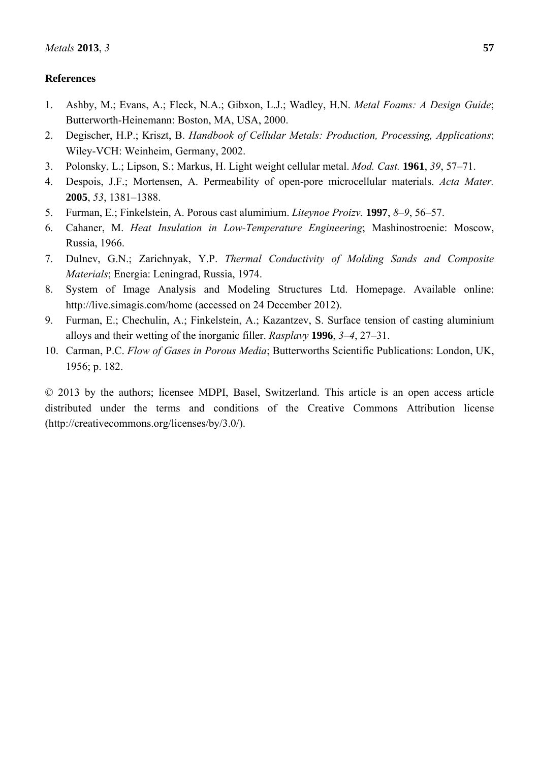## References

1. Ashby, M.; Evans, A.; Fleck, N.A.; Gibxon, L.J.; Wadley, H.N. *Metal Foams: A Design Guide*; Butterworth-Heinemann: Boston, MA, USA, 2000.
2. Degischer, H.P.; Kriszt, B. *Handbook of Cellular Metals: Production, Processing, Applications*; Wiley-VCH: Weinheim, Germany, 2002.
3. Polonsky, L.; Lipson, S.; Markus, H. Light weight cellular metal. *Mod. Cast.* **1961**, *39*, 57–71.
4. Despois, J.F.; Mortensen, A. Permeability of open-pore microcellular materials. *Acta Mater.* **2005**, *53*, 1381–1388.
5. Furman, E.; Finkelstein, A. Porous cast aluminium. *Liteynoe Proizv.* **1997**, *8–9*, 56–57.
6. Cahaner, M. *Heat Insulation in Low-Temperature Engineering*; Mashinostroenie: Moscow, Russia, 1966.
7. Dulnev, G.N.; Zarichnyak, Y.P. *Thermal Conductivity of Molding Sands and Composite Materials*; Energia: Leningrad, Russia, 1974.
8. System of Image Analysis and Modeling Structures Ltd. Homepage. Available online: http://live.simagis.com/home (accessed on 24 December 2012).
9. Furman, E.; Chechulin, A.; Finkelstein, A.; Kazantzev, S. Surface tension of casting aluminium alloys and their wetting of the inorganic filler. *Rasplavy* **1996**, *3–4*, 27–31.
10. Carman, P.C. *Flow of Gases in Porous Media*; Butterworths Scientific Publications: London, UK, 1956; p. 182.

© 2013 by the authors; licensee MDPI, Basel, Switzerland. This article is an open access article distributed under the terms and conditions of the Creative Commons Attribution license (http://creativecommons.org/licenses/by/3.0/).